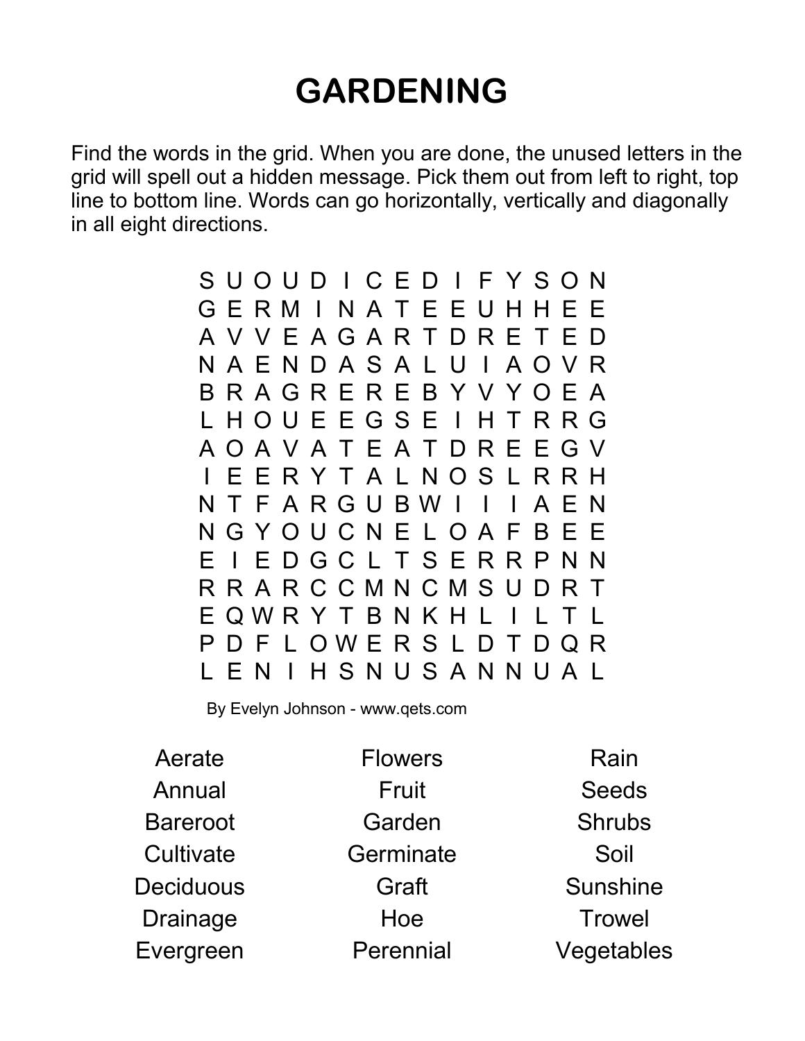# GARDENING

Find the words in the grid. When you are done, the unused letters in the grid will spell out a hidden message. Pick them out from left to right, top line to bottom line. Words can go horizontally, vertically and diagonally in all eight directions.

```
S U O U D I C E D I F Y S O N
G E R M I N A T E E U H H E E
A V V E A G A R T D R E T E D
N A E N D A S A L U I A O V R
B R A G R E R E B Y V Y O E A
L H O U E E G S E I H T R R G
A O A V A T E A T D R E E G V
I E E R Y T A L N O S L R R H
N T F A R G U B W I I I A E N
N G Y O U C N E L O A F B E E
E I E D G C L T S E R R P N N
R R A R C C M N C M S U D R T
E Q W R Y T B N K H L I L T L
P D F L O W E R S L D T D Q R
L E N I H S N U S A N N U A L
```

By Evelyn Johnson - www.qets.com

| | | |
|---|---|---|
| Aerate | Flowers | Rain |
| Annual | Fruit | Seeds |
| Bareroot | Garden | Shrubs |
| Cultivate | Germinate | Soil |
| Deciduous | Graft | Sunshine |
| Drainage | Hoe | Trowel |
| Evergreen | Perennial | Vegetables |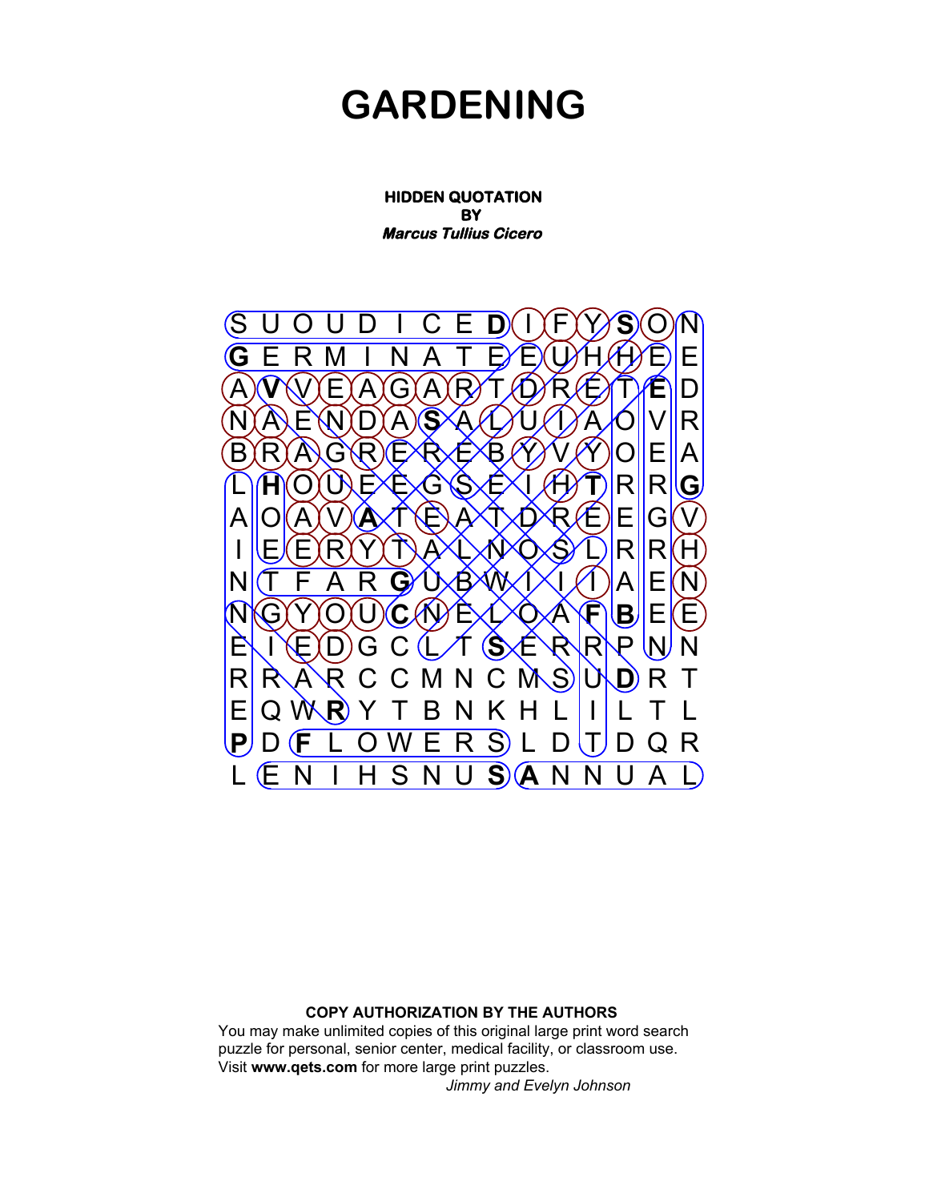# GARDENING

**HIDDEN QUOTATION**
**BY**
***Marcus Tullius Cicero***

| | | | | | | | | | | | | | |
|---|---|---|---|---|---|---|---|---|---|---|---|---|---|
| S | U | O | U | D | I | C | E | **D** | I | F | Y | **S** | O | N |
| **G** | E | R | M | I | N | A | T | E | E | U | H | H | E | E |
| A | **V** | V | E | A | G | A | R | T | D | R | E | T | **E** | D |
| N | A | E | N | D | A | **S** | A | L | U | I | A | O | V | R |
| B | R | A | G | R | E | R | E | B | Y | V | Y | O | E | A |
| L | **H** | O | U | E | E | G | S | E | I | H | **T** | R | R | **G** |
| A | O | A | V | **A** | T | E | A | T | D | R | E | E | G | V |
| I | E | E | R | Y | T | A | L | N | O | S | L | R | R | H |
| N | T | F | A | R | **G** | U | B | W | I | I | I | A | E | N |
| N | G | Y | O | U | **C** | N | E | L | O | A | **F** | **B** | E | E |
| E | I | E | D | G | C | L | T | **S** | E | R | R | P | N | N |
| R | R | A | R | C | C | M | N | C | M | S | U | **D** | R | T |
| E | Q | W | **R** | Y | T | B | N | K | H | L | I | L | T | L |
| **P** | D | **F** | L | O | W | E | R | S | L | D | T | D | Q | R |
| L | E | N | I | H | S | N | U | **S** | **A** | N | N | U | A | L |

**COPY AUTHORIZATION BY THE AUTHORS**
You may make unlimited copies of this original large print word search puzzle for personal, senior center, medical facility, or classroom use. Visit **www.qets.com** for more large print puzzles.
*Jimmy and Evelyn Johnson*